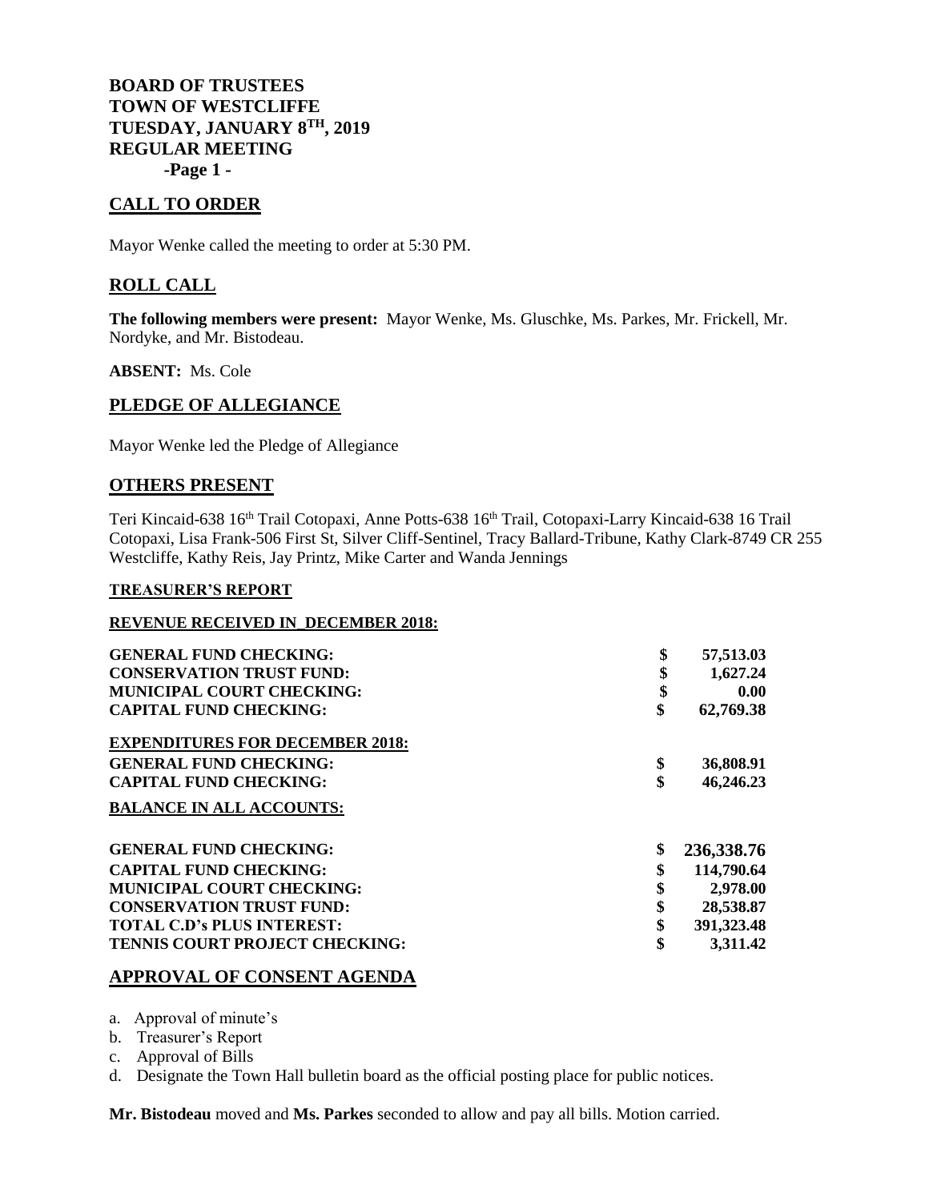**BOARD OF TRUSTEES**
**TOWN OF WESTCLIFFE**
**TUESDAY, JANUARY 8TH, 2019**
**REGULAR MEETING**
**-Page 1 -**

## CALL TO ORDER

Mayor Wenke called the meeting to order at 5:30 PM.

## ROLL CALL

**The following members were present:** Mayor Wenke, Ms. Gluschke, Ms. Parkes, Mr. Frickell, Mr. Nordyke, and Mr. Bistodeau.

**ABSENT:** Ms. Cole

## PLEDGE OF ALLEGIANCE

Mayor Wenke led the Pledge of Allegiance

## OTHERS PRESENT

Teri Kincaid-638 16th Trail Cotopaxi, Anne Potts-638 16th Trail, Cotopaxi-Larry Kincaid-638 16 Trail Cotopaxi, Lisa Frank-506 First St, Silver Cliff-Sentinel, Tracy Ballard-Tribune, Kathy Clark-8749 CR 255 Westcliffe, Kathy Reis, Jay Printz, Mike Carter and Wanda Jennings

**TREASURER'S REPORT**

**REVENUE RECEIVED IN_DECEMBER 2018:**

| | |
|---|---|
| **GENERAL FUND CHECKING:** | **$ 57,513.03** |
| **CONSERVATION TRUST FUND:** | **$ 1,627.24** |
| **MUNICIPAL COURT CHECKING:** | **$ 0.00** |
| **CAPITAL FUND CHECKING:** | **$ 62,769.38** |

**EXPENDITURES FOR DECEMBER 2018:**

| | |
|---|---|
| **GENERAL FUND CHECKING:** | **$ 36,808.91** |
| **CAPITAL FUND CHECKING:** | **$ 46,246.23** |

**BALANCE IN ALL ACCOUNTS:**

| | |
|---|---|
| **GENERAL FUND CHECKING:** | **$ 236,338.76** |
| **CAPITAL FUND CHECKING:** | **$ 114,790.64** |
| **MUNICIPAL COURT CHECKING:** | **$ 2,978.00** |
| **CONSERVATION TRUST FUND:** | **$ 28,538.87** |
| **TOTAL C.D's PLUS INTEREST:** | **$ 391,323.48** |
| **TENNIS COURT PROJECT CHECKING:** | **$ 3,311.42** |

## APPROVAL OF CONSENT AGENDA

a. Approval of minute's
b. Treasurer's Report
c. Approval of Bills
d. Designate the Town Hall bulletin board as the official posting place for public notices.

**Mr. Bistodeau** moved and **Ms. Parkes** seconded to allow and pay all bills. Motion carried.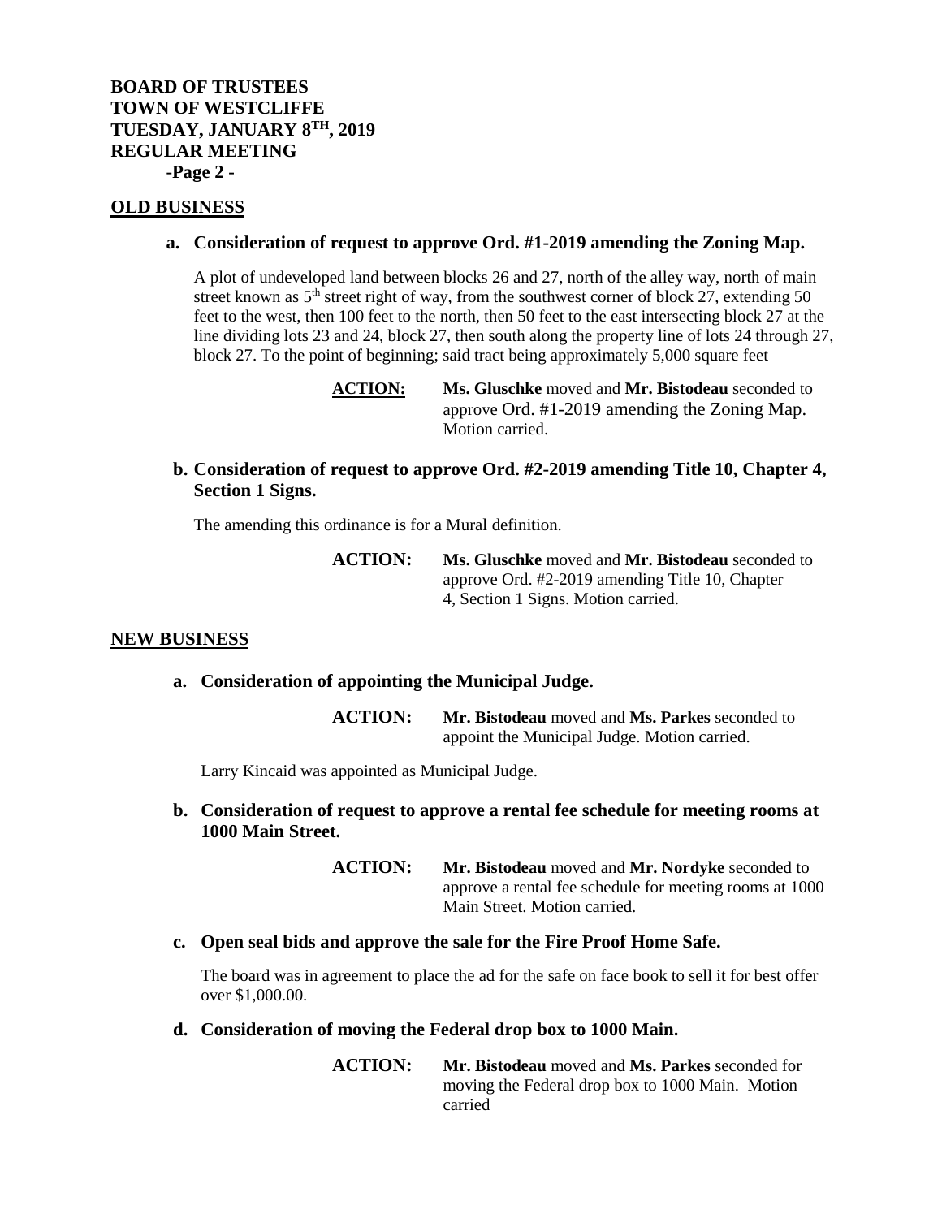## OLD BUSINESS

**a. Consideration of request to approve Ord. #1-2019 amending the Zoning Map.**

A plot of undeveloped land between blocks 26 and 27, north of the alley way, north of main street known as 5th street right of way, from the southwest corner of block 27, extending 50 feet to the west, then 100 feet to the north, then 50 feet to the east intersecting block 27 at the line dividing lots 23 and 24, block 27, then south along the property line of lots 24 through 27, block 27. To the point of beginning; said tract being approximately 5,000 square feet

**ACTION:** **Ms. Gluschke** moved and **Mr. Bistodeau** seconded to approve Ord. #1-2019 amending the Zoning Map. Motion carried.

**b. Consideration of request to approve Ord. #2-2019 amending Title 10, Chapter 4, Section 1 Signs.**

The amending this ordinance is for a Mural definition.

**ACTION:** **Ms. Gluschke** moved and **Mr. Bistodeau** seconded to approve Ord. #2-2019 amending Title 10, Chapter 4, Section 1 Signs. Motion carried.

## NEW BUSINESS

**a. Consideration of appointing the Municipal Judge.**

**ACTION:** **Mr. Bistodeau** moved and **Ms. Parkes** seconded to appoint the Municipal Judge. Motion carried.

Larry Kincaid was appointed as Municipal Judge.

**b. Consideration of request to approve a rental fee schedule for meeting rooms at 1000 Main Street.**

**ACTION:** **Mr. Bistodeau** moved and **Mr. Nordyke** seconded to approve a rental fee schedule for meeting rooms at 1000 Main Street. Motion carried.

**c. Open seal bids and approve the sale for the Fire Proof Home Safe.**

The board was in agreement to place the ad for the safe on face book to sell it for best offer over $1,000.00.

**d. Consideration of moving the Federal drop box to 1000 Main.**

**ACTION:** **Mr. Bistodeau** moved and **Ms. Parkes** seconded for moving the Federal drop box to 1000 Main. Motion carried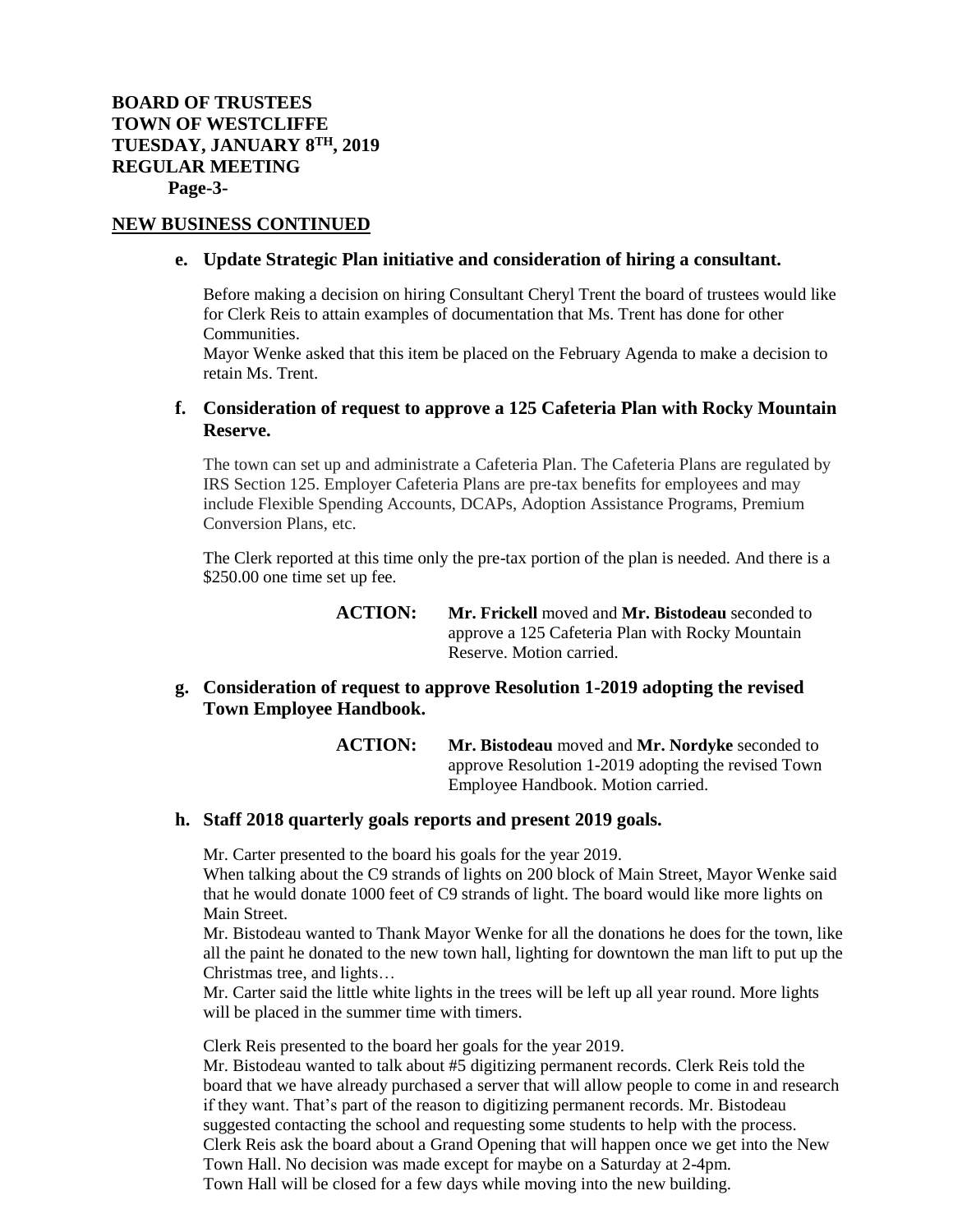**BOARD OF TRUSTEES**
**TOWN OF WESTCLIFFE**
**TUESDAY, JANUARY 8TH, 2019**
**REGULAR MEETING**

## NEW BUSINESS CONTINUED

**e. Update Strategic Plan initiative and consideration of hiring a consultant.**

Before making a decision on hiring Consultant Cheryl Trent the board of trustees would like for Clerk Reis to attain examples of documentation that Ms. Trent has done for other Communities.
Mayor Wenke asked that this item be placed on the February Agenda to make a decision to retain Ms. Trent.

**f. Consideration of request to approve a 125 Cafeteria Plan with Rocky Mountain Reserve.**

The town can set up and administrate a Cafeteria Plan. The Cafeteria Plans are regulated by IRS Section 125. Employer Cafeteria Plans are pre-tax benefits for employees and may include Flexible Spending Accounts, DCAPs, Adoption Assistance Programs, Premium Conversion Plans, etc.

The Clerk reported at this time only the pre-tax portion of the plan is needed. And there is a $250.00 one time set up fee.

**ACTION:** **Mr. Frickell** moved and **Mr. Bistodeau** seconded to approve a 125 Cafeteria Plan with Rocky Mountain Reserve. Motion carried.

**g. Consideration of request to approve Resolution 1-2019 adopting the revised Town Employee Handbook.**

**ACTION:** **Mr. Bistodeau** moved and **Mr. Nordyke** seconded to approve Resolution 1-2019 adopting the revised Town Employee Handbook. Motion carried.

**h. Staff 2018 quarterly goals reports and present 2019 goals.**

Mr. Carter presented to the board his goals for the year 2019.
When talking about the C9 strands of lights on 200 block of Main Street, Mayor Wenke said that he would donate 1000 feet of C9 strands of light. The board would like more lights on Main Street.
Mr. Bistodeau wanted to Thank Mayor Wenke for all the donations he does for the town, like all the paint he donated to the new town hall, lighting for downtown the man lift to put up the Christmas tree, and lights…
Mr. Carter said the little white lights in the trees will be left up all year round. More lights will be placed in the summer time with timers.

Clerk Reis presented to the board her goals for the year 2019.
Mr. Bistodeau wanted to talk about #5 digitizing permanent records. Clerk Reis told the board that we have already purchased a server that will allow people to come in and research if they want. That's part of the reason to digitizing permanent records. Mr. Bistodeau suggested contacting the school and requesting some students to help with the process.
Clerk Reis ask the board about a Grand Opening that will happen once we get into the New Town Hall. No decision was made except for maybe on a Saturday at 2-4pm.
Town Hall will be closed for a few days while moving into the new building.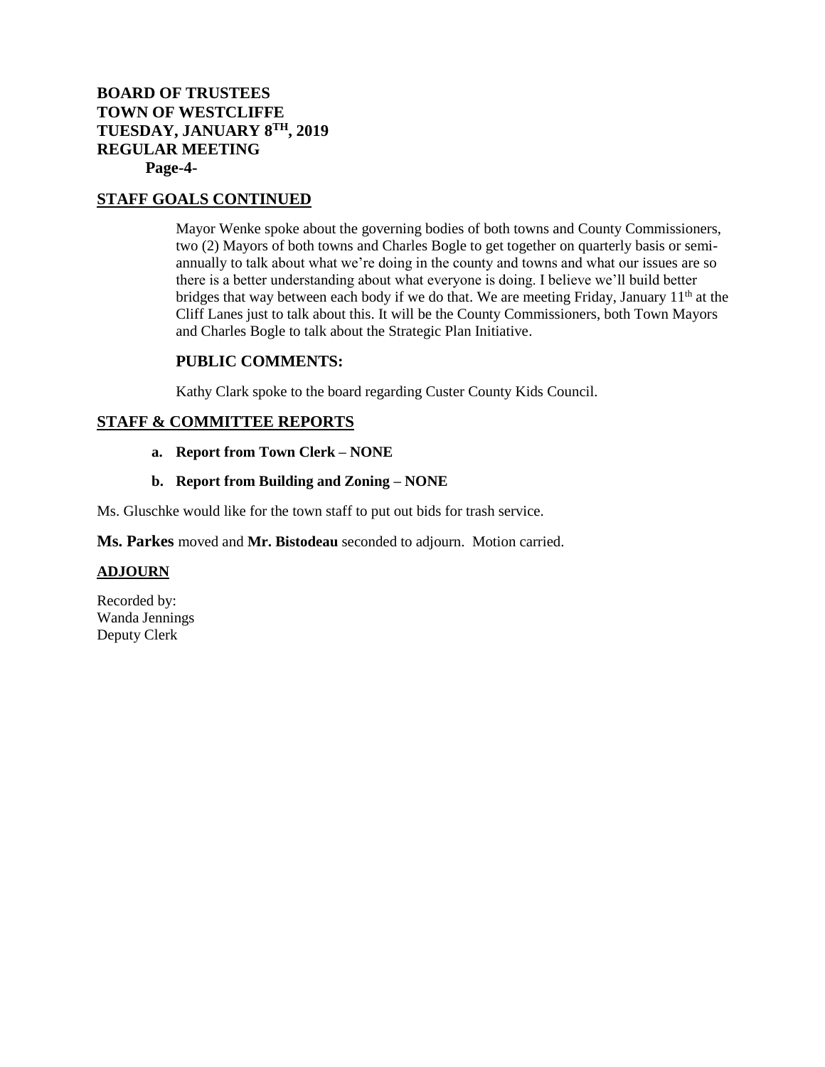## STAFF GOALS CONTINUED

Mayor Wenke spoke about the governing bodies of both towns and County Commissioners, two (2) Mayors of both towns and Charles Bogle to get together on quarterly basis or semi-annually to talk about what we're doing in the county and towns and what our issues are so there is a better understanding about what everyone is doing. I believe we'll build better bridges that way between each body if we do that. We are meeting Friday, January 11th at the Cliff Lanes just to talk about this. It will be the County Commissioners, both Town Mayors and Charles Bogle to talk about the Strategic Plan Initiative.

### PUBLIC COMMENTS:

Kathy Clark spoke to the board regarding Custer County Kids Council.

## STAFF & COMMITTEE REPORTS

**a. Report from Town Clerk – NONE**

**b. Report from Building and Zoning – NONE**

Ms. Gluschke would like for the town staff to put out bids for trash service.

**Ms. Parkes** moved and **Mr. Bistodeau** seconded to adjourn. Motion carried.

## ADJOURN

Recorded by:
Wanda Jennings
Deputy Clerk